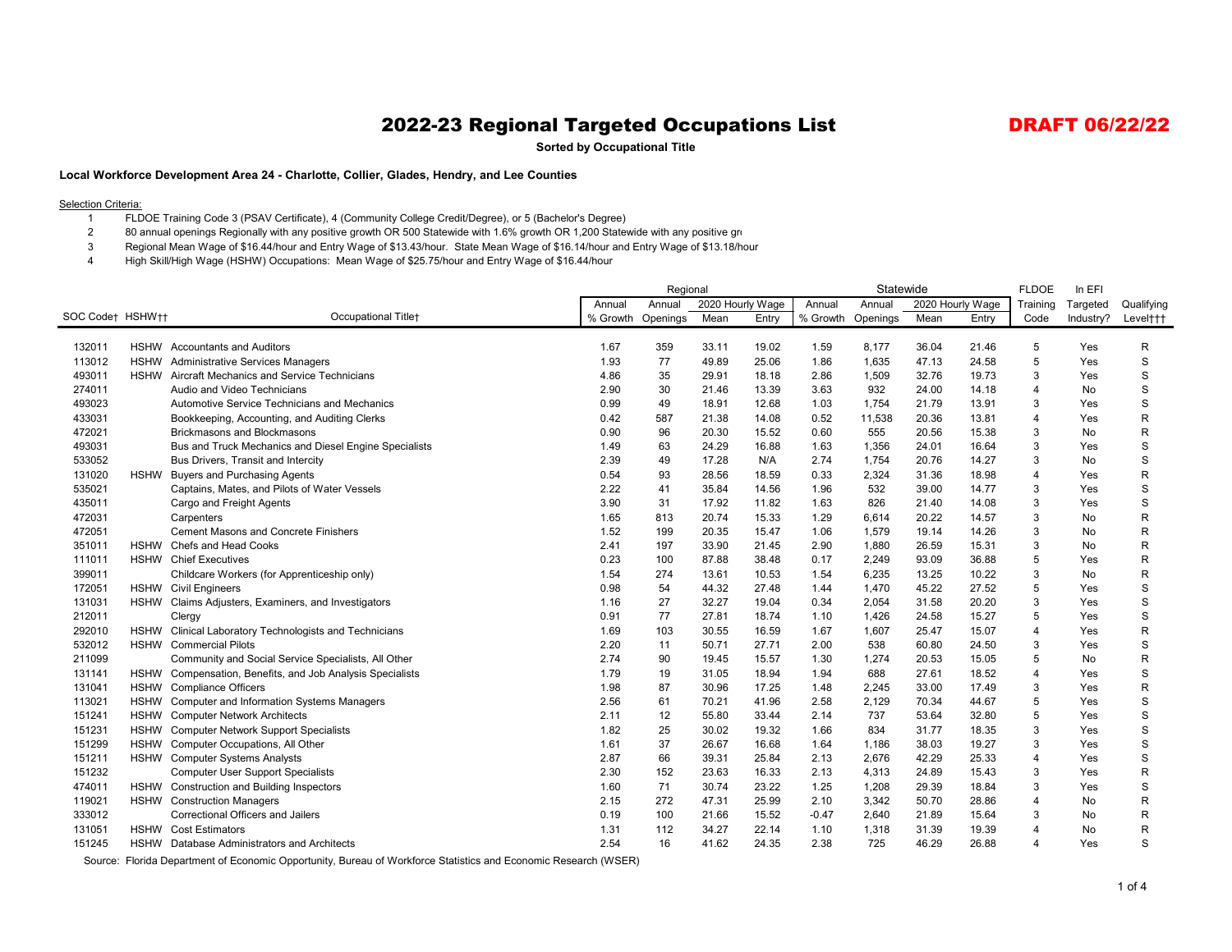# 2022-23 Regional Targeted Occupations List

**DRAFT 06/22/22**

**Sorted by Occupational Title**

**Local Workforce Development Area 24 - Charlotte, Collier, Glades, Hendry, and Lee Counties**

Selection Criteria:

1. FLDOE Training Code 3 (PSAV Certificate), 4 (Community College Credit/Degree), or 5 (Bachelor's Degree)
2. 80 annual openings Regionally with any positive growth OR 500 Statewide with 1.6% growth OR 1,200 Statewide with any positive gr
3. Regional Mean Wage of $16.44/hour and Entry Wage of $13.43/hour. State Mean Wage of $16.14/hour and Entry Wage of $13.18/hour
4. High Skill/High Wage (HSHW) Occupations: Mean Wage of $25.75/hour and Entry Wage of $16.44/hour

| | | | Regional | | | | Statewide | | | | FLDOE | In EFI | |
|---|---|---|---|---|---|---|---|---|---|---|---|---|---|
| | | | Annual | Annual | 2020 Hourly Wage | | Annual | Annual | 2020 Hourly Wage | | Training | Targeted | Qualifying |
| SOC Code† | HSHW†† | Occupational Title† | % Growth | Openings | Mean | Entry | % Growth | Openings | Mean | Entry | Code | Industry? | Level††† |
| 132011 | HSHW | Accountants and Auditors | 1.67 | 359 | 33.11 | 19.02 | 1.59 | 8,177 | 36.04 | 21.46 | 5 | Yes | R |
| 113012 | HSHW | Administrative Services Managers | 1.93 | 77 | 49.89 | 25.06 | 1.86 | 1,635 | 47.13 | 24.58 | 5 | Yes | S |
| 493011 | HSHW | Aircraft Mechanics and Service Technicians | 4.86 | 35 | 29.91 | 18.18 | 2.86 | 1,509 | 32.76 | 19.73 | 3 | Yes | S |
| 274011 | | Audio and Video Technicians | 2.90 | 30 | 21.46 | 13.39 | 3.63 | 932 | 24.00 | 14.18 | 4 | No | S |
| 493023 | | Automotive Service Technicians and Mechanics | 0.99 | 49 | 18.91 | 12.68 | 1.03 | 1,754 | 21.79 | 13.91 | 3 | Yes | S |
| 433031 | | Bookkeeping, Accounting, and Auditing Clerks | 0.42 | 587 | 21.38 | 14.08 | 0.52 | 11,538 | 20.36 | 13.81 | 4 | Yes | R |
| 472021 | | Brickmasons and Blockmasons | 0.90 | 96 | 20.30 | 15.52 | 0.60 | 555 | 20.56 | 15.38 | 3 | No | R |
| 493031 | | Bus and Truck Mechanics and Diesel Engine Specialists | 1.49 | 63 | 24.29 | 16.88 | 1.63 | 1,356 | 24.01 | 16.64 | 3 | Yes | S |
| 533052 | | Bus Drivers, Transit and Intercity | 2.39 | 49 | 17.28 | N/A | 2.74 | 1,754 | 20.76 | 14.27 | 3 | No | S |
| 131020 | HSHW | Buyers and Purchasing Agents | 0.54 | 93 | 28.56 | 18.59 | 0.33 | 2,324 | 31.36 | 18.98 | 4 | Yes | R |
| 535021 | | Captains, Mates, and Pilots of Water Vessels | 2.22 | 41 | 35.84 | 14.56 | 1.96 | 532 | 39.00 | 14.77 | 3 | Yes | S |
| 435011 | | Cargo and Freight Agents | 3.90 | 31 | 17.92 | 11.82 | 1.63 | 826 | 21.40 | 14.08 | 3 | Yes | S |
| 472031 | | Carpenters | 1.65 | 813 | 20.74 | 15.33 | 1.29 | 6,614 | 20.22 | 14.57 | 3 | No | R |
| 472051 | | Cement Masons and Concrete Finishers | 1.52 | 199 | 20.35 | 15.47 | 1.06 | 1,579 | 19.14 | 14.26 | 3 | No | R |
| 351011 | HSHW | Chefs and Head Cooks | 2.41 | 197 | 33.90 | 21.45 | 2.90 | 1,880 | 26.59 | 15.31 | 3 | No | R |
| 111011 | HSHW | Chief Executives | 0.23 | 100 | 87.88 | 38.48 | 0.17 | 2,249 | 93.09 | 36.88 | 5 | Yes | R |
| 399011 | | Childcare Workers (for Apprenticeship only) | 1.54 | 274 | 13.61 | 10.53 | 1.54 | 6,235 | 13.25 | 10.22 | 3 | No | R |
| 172051 | HSHW | Civil Engineers | 0.98 | 54 | 44.32 | 27.48 | 1.44 | 1,470 | 45.22 | 27.52 | 5 | Yes | S |
| 131031 | HSHW | Claims Adjusters, Examiners, and Investigators | 1.16 | 27 | 32.27 | 19.04 | 0.34 | 2,054 | 31.58 | 20.20 | 3 | Yes | S |
| 212011 | | Clergy | 0.91 | 77 | 27.81 | 18.74 | 1.10 | 1,426 | 24.58 | 15.27 | 5 | Yes | S |
| 292010 | HSHW | Clinical Laboratory Technologists and Technicians | 1.69 | 103 | 30.55 | 16.59 | 1.67 | 1,607 | 25.47 | 15.07 | 4 | Yes | R |
| 532012 | HSHW | Commercial Pilots | 2.20 | 11 | 50.71 | 27.71 | 2.00 | 538 | 60.80 | 24.50 | 3 | Yes | S |
| 211099 | | Community and Social Service Specialists, All Other | 2.74 | 90 | 19.45 | 15.57 | 1.30 | 1,274 | 20.53 | 15.05 | 5 | No | R |
| 131141 | HSHW | Compensation, Benefits, and Job Analysis Specialists | 1.79 | 19 | 31.05 | 18.94 | 1.94 | 688 | 27.61 | 18.52 | 4 | Yes | S |
| 131041 | HSHW | Compliance Officers | 1.98 | 87 | 30.96 | 17.25 | 1.48 | 2,245 | 33.00 | 17.49 | 3 | Yes | R |
| 113021 | HSHW | Computer and Information Systems Managers | 2.56 | 61 | 70.21 | 41.96 | 2.58 | 2,129 | 70.34 | 44.67 | 5 | Yes | S |
| 151241 | HSHW | Computer Network Architects | 2.11 | 12 | 55.80 | 33.44 | 2.14 | 737 | 53.64 | 32.80 | 5 | Yes | S |
| 151231 | HSHW | Computer Network Support Specialists | 1.82 | 25 | 30.02 | 19.32 | 1.66 | 834 | 31.77 | 18.35 | 3 | Yes | S |
| 151299 | HSHW | Computer Occupations, All Other | 1.61 | 37 | 26.67 | 16.68 | 1.64 | 1,186 | 38.03 | 19.27 | 3 | Yes | S |
| 151211 | HSHW | Computer Systems Analysts | 2.87 | 66 | 39.31 | 25.84 | 2.13 | 2,676 | 42.29 | 25.33 | 4 | Yes | S |
| 151232 | | Computer User Support Specialists | 2.30 | 152 | 23.63 | 16.33 | 2.13 | 4,313 | 24.89 | 15.43 | 3 | Yes | R |
| 474011 | HSHW | Construction and Building Inspectors | 1.60 | 71 | 30.74 | 23.22 | 1.25 | 1,208 | 29.39 | 18.84 | 3 | Yes | S |
| 119021 | HSHW | Construction Managers | 2.15 | 272 | 47.31 | 25.99 | 2.10 | 3,342 | 50.70 | 28.86 | 4 | No | R |
| 333012 | | Correctional Officers and Jailers | 0.19 | 100 | 21.66 | 15.52 | -0.47 | 2,640 | 21.89 | 15.64 | 3 | No | R |
| 131051 | HSHW | Cost Estimators | 1.31 | 112 | 34.27 | 22.14 | 1.10 | 1,318 | 31.39 | 19.39 | 4 | No | R |
| 151245 | HSHW | Database Administrators and Architects | 2.54 | 16 | 41.62 | 24.35 | 2.38 | 725 | 46.29 | 26.88 | 4 | Yes | S |

Source: Florida Department of Economic Opportunity, Bureau of Workforce Statistics and Economic Research (WSER)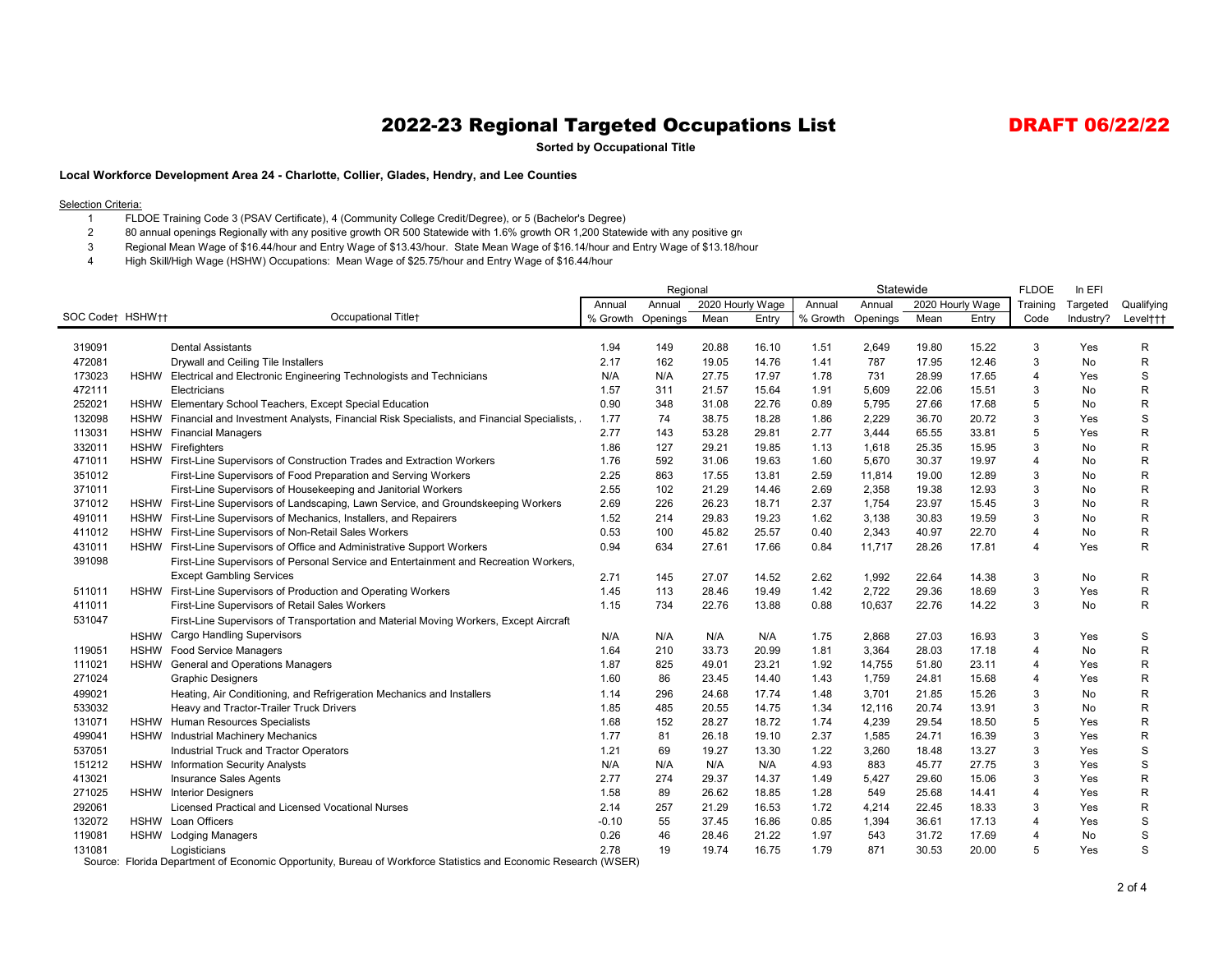# 2022-23 Regional Targeted Occupations List

**DRAFT 06/22/22**

**Sorted by Occupational Title**

**Local Workforce Development Area 24 - Charlotte, Collier, Glades, Hendry, and Lee Counties**

Selection Criteria:

1. FLDOE Training Code 3 (PSAV Certificate), 4 (Community College Credit/Degree), or 5 (Bachelor's Degree)
2. 80 annual openings Regionally with any positive growth OR 500 Statewide with 1.6% growth OR 1,200 Statewide with any positive gr
3. Regional Mean Wage of $16.44/hour and Entry Wage of $13.43/hour. State Mean Wage of $16.14/hour and Entry Wage of $13.18/hour
4. High Skill/High Wage (HSHW) Occupations: Mean Wage of $25.75/hour and Entry Wage of $16.44/hour

| | | | Regional | | | | Statewide | | | | FLDOE | In EFI | |
|---|---|---|---|---|---|---|---|---|---|---|---|---|---|
| | | | Annual | Annual | 2020 Hourly Wage | | Annual | Annual | 2020 Hourly Wage | | Training | Targeted | Qualifying |
| SOC Code† | HSHW†† | Occupational Title† | % Growth | Openings | Mean | Entry | % Growth | Openings | Mean | Entry | Code | Industry? | Level††† |
| 319091 | | Dental Assistants | 1.94 | 149 | 20.88 | 16.10 | 1.51 | 2,649 | 19.80 | 15.22 | 3 | Yes | R |
| 472081 | | Drywall and Ceiling Tile Installers | 2.17 | 162 | 19.05 | 14.76 | 1.41 | 787 | 17.95 | 12.46 | 3 | No | R |
| 173023 | HSHW | Electrical and Electronic Engineering Technologists and Technicians | N/A | N/A | 27.75 | 17.97 | 1.78 | 731 | 28.99 | 17.65 | 4 | Yes | S |
| 472111 | | Electricians | 1.57 | 311 | 21.57 | 15.64 | 1.91 | 5,609 | 22.06 | 15.51 | 3 | No | R |
| 252021 | HSHW | Elementary School Teachers, Except Special Education | 0.90 | 348 | 31.08 | 22.76 | 0.89 | 5,795 | 27.66 | 17.68 | 5 | No | R |
| 132098 | HSHW | Financial and Investment Analysts, Financial Risk Specialists, and Financial Specialists, | 1.77 | 74 | 38.75 | 18.28 | 1.86 | 2,229 | 36.70 | 20.72 | 3 | Yes | S |
| 113031 | HSHW | Financial Managers | 2.77 | 143 | 53.28 | 29.81 | 2.77 | 3,444 | 65.55 | 33.81 | 5 | Yes | R |
| 332011 | HSHW | Firefighters | 1.86 | 127 | 29.21 | 19.85 | 1.13 | 1,618 | 25.35 | 15.95 | 3 | No | R |
| 471011 | HSHW | First-Line Supervisors of Construction Trades and Extraction Workers | 1.76 | 592 | 31.06 | 19.63 | 1.60 | 5,670 | 30.37 | 19.97 | 4 | No | R |
| 351012 | | First-Line Supervisors of Food Preparation and Serving Workers | 2.25 | 863 | 17.55 | 13.81 | 2.59 | 11,814 | 19.00 | 12.89 | 3 | No | R |
| 371011 | | First-Line Supervisors of Housekeeping and Janitorial Workers | 2.55 | 102 | 21.29 | 14.46 | 2.69 | 2,358 | 19.38 | 12.93 | 3 | No | R |
| 371012 | HSHW | First-Line Supervisors of Landscaping, Lawn Service, and Groundskeeping Workers | 2.69 | 226 | 26.23 | 18.71 | 2.37 | 1,754 | 23.97 | 15.45 | 3 | No | R |
| 491011 | HSHW | First-Line Supervisors of Mechanics, Installers, and Repairers | 1.52 | 214 | 29.83 | 19.23 | 1.62 | 3,138 | 30.83 | 19.59 | 3 | No | R |
| 411012 | HSHW | First-Line Supervisors of Non-Retail Sales Workers | 0.53 | 100 | 45.82 | 25.57 | 0.40 | 2,343 | 40.97 | 22.70 | 4 | No | R |
| 431011 | HSHW | First-Line Supervisors of Office and Administrative Support Workers | 0.94 | 634 | 27.61 | 17.66 | 0.84 | 11,717 | 28.26 | 17.81 | 4 | Yes | R |
| 391098 | | First-Line Supervisors of Personal Service and Entertainment and Recreation Workers, Except Gambling Services | 2.71 | 145 | 27.07 | 14.52 | 2.62 | 1,992 | 22.64 | 14.38 | 3 | No | R |
| 511011 | HSHW | First-Line Supervisors of Production and Operating Workers | 1.45 | 113 | 28.46 | 19.49 | 1.42 | 2,722 | 29.36 | 18.69 | 3 | Yes | R |
| 411011 | | First-Line Supervisors of Retail Sales Workers | 1.15 | 734 | 22.76 | 13.88 | 0.88 | 10,637 | 22.76 | 14.22 | 3 | No | R |
| 531047 | HSHW | First-Line Supervisors of Transportation and Material Moving Workers, Except Aircraft Cargo Handling Supervisors | N/A | N/A | N/A | N/A | 1.75 | 2,868 | 27.03 | 16.93 | 3 | Yes | S |
| 119051 | HSHW | Food Service Managers | 1.64 | 210 | 33.73 | 20.99 | 1.81 | 3,364 | 28.03 | 17.18 | 4 | No | R |
| 111021 | HSHW | General and Operations Managers | 1.87 | 825 | 49.01 | 23.21 | 1.92 | 14,755 | 51.80 | 23.11 | 4 | Yes | R |
| 271024 | | Graphic Designers | 1.60 | 86 | 23.45 | 14.40 | 1.43 | 1,759 | 24.81 | 15.68 | 4 | Yes | R |
| 499021 | | Heating, Air Conditioning, and Refrigeration Mechanics and Installers | 1.14 | 296 | 24.68 | 17.74 | 1.48 | 3,701 | 21.85 | 15.26 | 3 | No | R |
| 533032 | | Heavy and Tractor-Trailer Truck Drivers | 1.85 | 485 | 20.55 | 14.75 | 1.34 | 12,116 | 20.74 | 13.91 | 3 | No | R |
| 131071 | HSHW | Human Resources Specialists | 1.68 | 152 | 28.27 | 18.72 | 1.74 | 4,239 | 29.54 | 18.50 | 5 | Yes | R |
| 499041 | HSHW | Industrial Machinery Mechanics | 1.77 | 81 | 26.18 | 19.10 | 2.37 | 1,585 | 24.71 | 16.39 | 3 | Yes | R |
| 537051 | | Industrial Truck and Tractor Operators | 1.21 | 69 | 19.27 | 13.30 | 1.22 | 3,260 | 18.48 | 13.27 | 3 | Yes | S |
| 151212 | HSHW | Information Security Analysts | N/A | N/A | N/A | N/A | 4.93 | 883 | 45.77 | 27.75 | 3 | Yes | S |
| 413021 | | Insurance Sales Agents | 2.77 | 274 | 29.37 | 14.37 | 1.49 | 5,427 | 29.60 | 15.06 | 3 | Yes | R |
| 271025 | HSHW | Interior Designers | 1.58 | 89 | 26.62 | 18.85 | 1.28 | 549 | 25.68 | 14.41 | 4 | Yes | R |
| 292061 | | Licensed Practical and Licensed Vocational Nurses | 2.14 | 257 | 21.29 | 16.53 | 1.72 | 4,214 | 22.45 | 18.33 | 3 | Yes | R |
| 132072 | HSHW | Loan Officers | -0.10 | 55 | 37.45 | 16.86 | 0.85 | 1,394 | 36.61 | 17.13 | 4 | Yes | S |
| 119081 | HSHW | Lodging Managers | 0.26 | 46 | 28.46 | 21.22 | 1.97 | 543 | 31.72 | 17.69 | 4 | No | S |
| 131081 | | Logisticians | 2.78 | 19 | 19.74 | 16.75 | 1.79 | 871 | 30.53 | 20.00 | 5 | Yes | S |

Source: Florida Department of Economic Opportunity, Bureau of Workforce Statistics and Economic Research (WSER)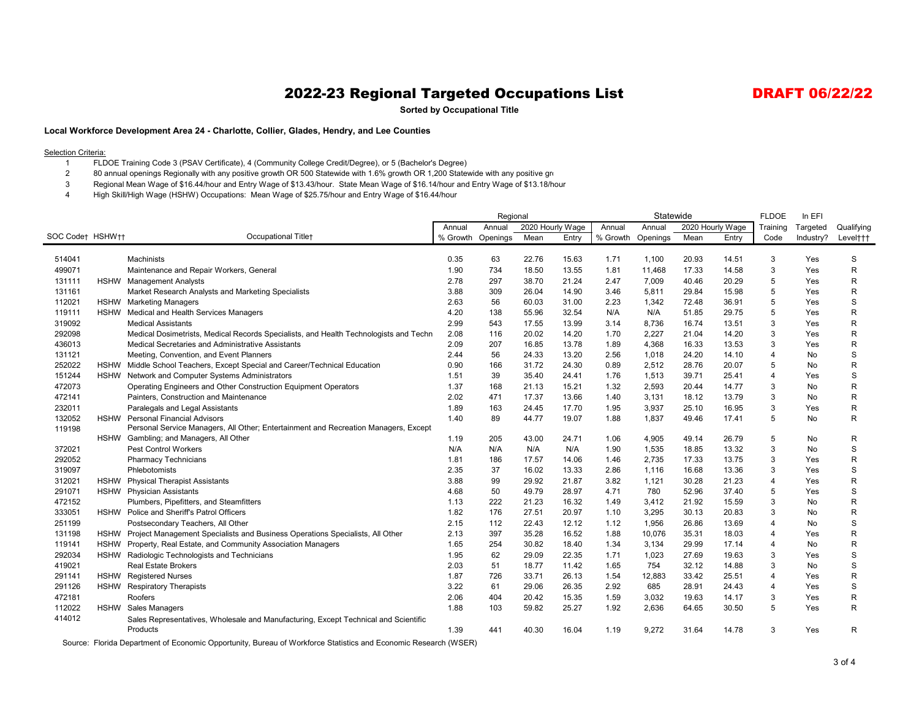# 2022-23 Regional Targeted Occupations List

**DRAFT 06/22/22**

**Sorted by Occupational Title**

**Local Workforce Development Area 24 - Charlotte, Collier, Glades, Hendry, and Lee Counties**

Selection Criteria:

1. FLDOE Training Code 3 (PSAV Certificate), 4 (Community College Credit/Degree), or 5 (Bachelor's Degree)
2. 80 annual openings Regionally with any positive growth OR 500 Statewide with 1.6% growth OR 1,200 Statewide with any positive gr
3. Regional Mean Wage of $16.44/hour and Entry Wage of $13.43/hour. State Mean Wage of $16.14/hour and Entry Wage of $13.18/hour
4. High Skill/High Wage (HSHW) Occupations: Mean Wage of $25.75/hour and Entry Wage of $16.44/hour

| | | | Regional | | | | Statewide | | | | FLDOE | In EFI | |
|---|---|---|---|---|---|---|---|---|---|---|---|---|---|
| | | | Annual | Annual | 2020 Hourly Wage | | Annual | Annual | 2020 Hourly Wage | | Training | Targeted | Qualifying |
| SOC Code† | HSHW†† | Occupational Title† | % Growth | Openings | Mean | Entry | % Growth | Openings | Mean | Entry | Code | Industry? | Level††† |
| 514041 | | Machinists | 0.35 | 63 | 22.76 | 15.63 | 1.71 | 1,100 | 20.93 | 14.51 | 3 | Yes | S |
| 499071 | | Maintenance and Repair Workers, General | 1.90 | 734 | 18.50 | 13.55 | 1.81 | 11,468 | 17.33 | 14.58 | 3 | Yes | R |
| 131111 | HSHW | Management Analysts | 2.78 | 297 | 38.70 | 21.24 | 2.47 | 7,009 | 40.46 | 20.29 | 5 | Yes | R |
| 131161 | | Market Research Analysts and Marketing Specialists | 3.88 | 309 | 26.04 | 14.90 | 3.46 | 5,811 | 29.84 | 15.98 | 5 | Yes | R |
| 112021 | HSHW | Marketing Managers | 2.63 | 56 | 60.03 | 31.00 | 2.23 | 1,342 | 72.48 | 36.91 | 5 | Yes | S |
| 119111 | HSHW | Medical and Health Services Managers | 4.20 | 138 | 55.96 | 32.54 | N/A | N/A | 51.85 | 29.75 | 5 | Yes | R |
| 319092 | | Medical Assistants | 2.99 | 543 | 17.55 | 13.99 | 3.14 | 8,736 | 16.74 | 13.51 | 3 | Yes | R |
| 292098 | | Medical Dosimetrists, Medical Records Specialists, and Health Technologists and Techn | 2.08 | 116 | 20.02 | 14.20 | 1.70 | 2,227 | 21.04 | 14.20 | 3 | Yes | R |
| 436013 | | Medical Secretaries and Administrative Assistants | 2.09 | 207 | 16.85 | 13.78 | 1.89 | 4,368 | 16.33 | 13.53 | 3 | Yes | R |
| 131121 | | Meeting, Convention, and Event Planners | 2.44 | 56 | 24.33 | 13.20 | 2.56 | 1,018 | 24.20 | 14.10 | 4 | No | S |
| 252022 | HSHW | Middle School Teachers, Except Special and Career/Technical Education | 0.90 | 166 | 31.72 | 24.30 | 0.89 | 2,512 | 28.76 | 20.07 | 5 | No | R |
| 151244 | HSHW | Network and Computer Systems Administrators | 1.51 | 39 | 35.40 | 24.41 | 1.76 | 1,513 | 39.71 | 25.41 | 4 | Yes | S |
| 472073 | | Operating Engineers and Other Construction Equipment Operators | 1.37 | 168 | 21.13 | 15.21 | 1.32 | 2,593 | 20.44 | 14.77 | 3 | No | R |
| 472141 | | Painters, Construction and Maintenance | 2.02 | 471 | 17.37 | 13.66 | 1.40 | 3,131 | 18.12 | 13.79 | 3 | No | R |
| 232011 | | Paralegals and Legal Assistants | 1.89 | 163 | 24.45 | 17.70 | 1.95 | 3,937 | 25.10 | 16.95 | 3 | Yes | R |
| 132052 | HSHW | Personal Financial Advisors | 1.40 | 89 | 44.77 | 19.07 | 1.88 | 1,837 | 49.46 | 17.41 | 5 | No | R |
| 119198 | HSHW | Personal Service Managers, All Other; Entertainment and Recreation Managers, Except Gambling; and Managers, All Other | 1.19 | 205 | 43.00 | 24.71 | 1.06 | 4,905 | 49.14 | 26.79 | 5 | No | R |
| 372021 | | Pest Control Workers | N/A | N/A | N/A | N/A | 1.90 | 1,535 | 18.85 | 13.32 | 3 | No | S |
| 292052 | | Pharmacy Technicians | 1.81 | 186 | 17.57 | 14.06 | 1.46 | 2,735 | 17.33 | 13.75 | 3 | Yes | R |
| 319097 | | Phlebotomists | 2.35 | 37 | 16.02 | 13.33 | 2.86 | 1,116 | 16.68 | 13.36 | 3 | Yes | S |
| 312021 | HSHW | Physical Therapist Assistants | 3.88 | 99 | 29.92 | 21.87 | 3.82 | 1,121 | 30.28 | 21.23 | 4 | Yes | R |
| 291071 | HSHW | Physician Assistants | 4.68 | 50 | 49.79 | 28.97 | 4.71 | 780 | 52.96 | 37.40 | 5 | Yes | S |
| 472152 | | Plumbers, Pipefitters, and Steamfitters | 1.13 | 222 | 21.23 | 16.32 | 1.49 | 3,412 | 21.92 | 15.59 | 3 | No | R |
| 333051 | HSHW | Police and Sheriff's Patrol Officers | 1.82 | 176 | 27.51 | 20.97 | 1.10 | 3,295 | 30.13 | 20.83 | 3 | No | R |
| 251199 | | Postsecondary Teachers, All Other | 2.15 | 112 | 22.43 | 12.12 | 1.12 | 1,956 | 26.86 | 13.69 | 4 | No | S |
| 131198 | HSHW | Project Management Specialists and Business Operations Specialists, All Other | 2.13 | 397 | 35.28 | 16.52 | 1.88 | 10,076 | 35.31 | 18.03 | 4 | Yes | R |
| 119141 | HSHW | Property, Real Estate, and Community Association Managers | 1.65 | 254 | 30.82 | 18.40 | 1.34 | 3,134 | 29.99 | 17.14 | 4 | No | R |
| 292034 | HSHW | Radiologic Technologists and Technicians | 1.95 | 62 | 29.09 | 22.35 | 1.71 | 1,023 | 27.69 | 19.63 | 3 | Yes | S |
| 419021 | | Real Estate Brokers | 2.03 | 51 | 18.77 | 11.42 | 1.65 | 754 | 32.12 | 14.88 | 3 | No | S |
| 291141 | HSHW | Registered Nurses | 1.87 | 726 | 33.71 | 26.13 | 1.54 | 12,883 | 33.42 | 25.51 | 4 | Yes | R |
| 291126 | HSHW | Respiratory Therapists | 3.22 | 61 | 29.06 | 26.35 | 2.92 | 685 | 28.91 | 24.43 | 4 | Yes | S |
| 472181 | | Roofers | 2.06 | 404 | 20.42 | 15.35 | 1.59 | 3,032 | 19.63 | 14.17 | 3 | Yes | R |
| 112022 | HSHW | Sales Managers | 1.88 | 103 | 59.82 | 25.27 | 1.92 | 2,636 | 64.65 | 30.50 | 5 | Yes | R |
| 414012 | | Sales Representatives, Wholesale and Manufacturing, Except Technical and Scientific Products | 1.39 | 441 | 40.30 | 16.04 | 1.19 | 9,272 | 31.64 | 14.78 | 3 | Yes | R |

Source: Florida Department of Economic Opportunity, Bureau of Workforce Statistics and Economic Research (WSER)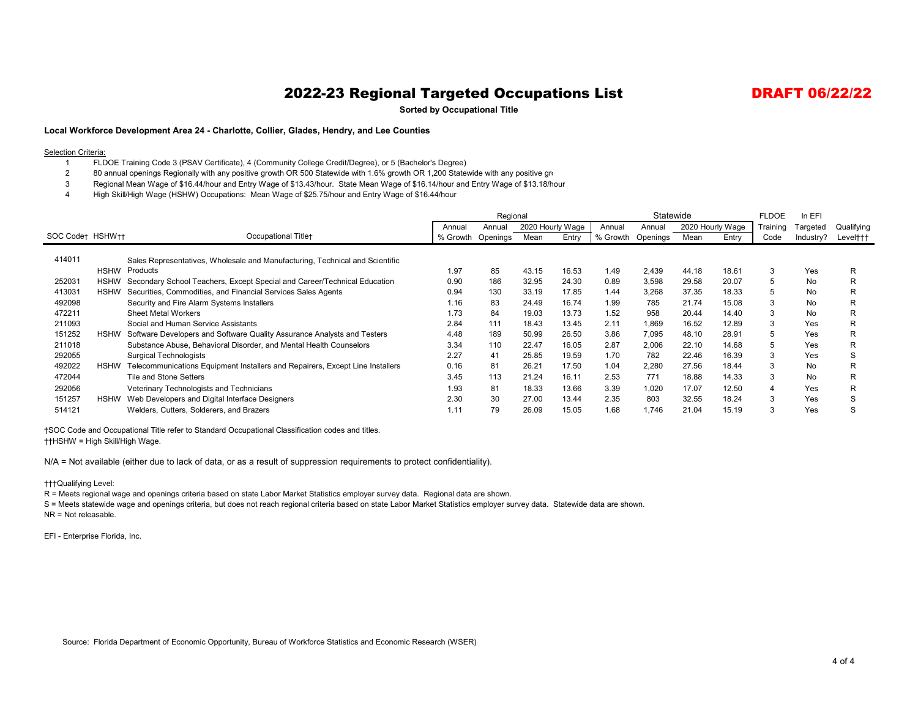# 2022-23 Regional Targeted Occupations List

**DRAFT 06/22/22**

**Sorted by Occupational Title**

**Local Workforce Development Area 24 - Charlotte, Collier, Glades, Hendry, and Lee Counties**

Selection Criteria:

1. FLDOE Training Code 3 (PSAV Certificate), 4 (Community College Credit/Degree), or 5 (Bachelor's Degree)
2. 80 annual openings Regionally with any positive growth OR 500 Statewide with 1.6% growth OR 1,200 Statewide with any positive gr
3. Regional Mean Wage of $16.44/hour and Entry Wage of $13.43/hour. State Mean Wage of $16.14/hour and Entry Wage of $13.18/hour
4. High Skill/High Wage (HSHW) Occupations: Mean Wage of $25.75/hour and Entry Wage of $16.44/hour

| | | | Regional | | | | Statewide | | | | FLDOE | In EFI | |
|---|---|---|---|---|---|---|---|---|---|---|---|---|---|
| | | | Annual | Annual | 2020 Hourly Wage | | Annual | Annual | 2020 Hourly Wage | | Training | Targeted | Qualifying |
| SOC Code† | HSHW†† | Occupational Title† | % Growth | Openings | Mean | Entry | % Growth | Openings | Mean | Entry | Code | Industry? | Level††† |
| 414011 | HSHW | Sales Representatives, Wholesale and Manufacturing, Technical and Scientific Products | 1.97 | 85 | 43.15 | 16.53 | 1.49 | 2,439 | 44.18 | 18.61 | 3 | Yes | R |
| 252031 | HSHW | Secondary School Teachers, Except Special and Career/Technical Education | 0.90 | 186 | 32.95 | 24.30 | 0.89 | 3,598 | 29.58 | 20.07 | 5 | No | R |
| 413031 | HSHW | Securities, Commodities, and Financial Services Sales Agents | 0.94 | 130 | 33.19 | 17.85 | 1.44 | 3,268 | 37.35 | 18.33 | 5 | No | R |
| 492098 | | Security and Fire Alarm Systems Installers | 1.16 | 83 | 24.49 | 16.74 | 1.99 | 785 | 21.74 | 15.08 | 3 | No | R |
| 472211 | | Sheet Metal Workers | 1.73 | 84 | 19.03 | 13.73 | 1.52 | 958 | 20.44 | 14.40 | 3 | No | R |
| 211093 | | Social and Human Service Assistants | 2.84 | 111 | 18.43 | 13.45 | 2.11 | 1,869 | 16.52 | 12.89 | 3 | Yes | R |
| 151252 | HSHW | Software Developers and Software Quality Assurance Analysts and Testers | 4.48 | 189 | 50.99 | 26.50 | 3.86 | 7,095 | 48.10 | 28.91 | 5 | Yes | R |
| 211018 | | Substance Abuse, Behavioral Disorder, and Mental Health Counselors | 3.34 | 110 | 22.47 | 16.05 | 2.87 | 2,006 | 22.10 | 14.68 | 5 | Yes | R |
| 292055 | | Surgical Technologists | 2.27 | 41 | 25.85 | 19.59 | 1.70 | 782 | 22.46 | 16.39 | 3 | Yes | S |
| 492022 | HSHW | Telecommunications Equipment Installers and Repairers, Except Line Installers | 0.16 | 81 | 26.21 | 17.50 | 1.04 | 2,280 | 27.56 | 18.44 | 3 | No | R |
| 472044 | | Tile and Stone Setters | 3.45 | 113 | 21.24 | 16.11 | 2.53 | 771 | 18.88 | 14.33 | 3 | No | R |
| 292056 | | Veterinary Technologists and Technicians | 1.93 | 81 | 18.33 | 13.66 | 3.39 | 1,020 | 17.07 | 12.50 | 4 | Yes | R |
| 151257 | HSHW | Web Developers and Digital Interface Designers | 2.30 | 30 | 27.00 | 13.44 | 2.35 | 803 | 32.55 | 18.24 | 3 | Yes | S |
| 514121 | | Welders, Cutters, Solderers, and Brazers | 1.11 | 79 | 26.09 | 15.05 | 1.68 | 1,746 | 21.04 | 15.19 | 3 | Yes | S |

†SOC Code and Occupational Title refer to Standard Occupational Classification codes and titles.
††HSHW = High Skill/High Wage.

N/A = Not available (either due to lack of data, or as a result of suppression requirements to protect confidentiality).

†††Qualifying Level:
R = Meets regional wage and openings criteria based on state Labor Market Statistics employer survey data. Regional data are shown.
S = Meets statewide wage and openings criteria, but does not reach regional criteria based on state Labor Market Statistics employer survey data. Statewide data are shown.
NR = Not releasable.

EFI - Enterprise Florida, Inc.

Source: Florida Department of Economic Opportunity, Bureau of Workforce Statistics and Economic Research (WSER)